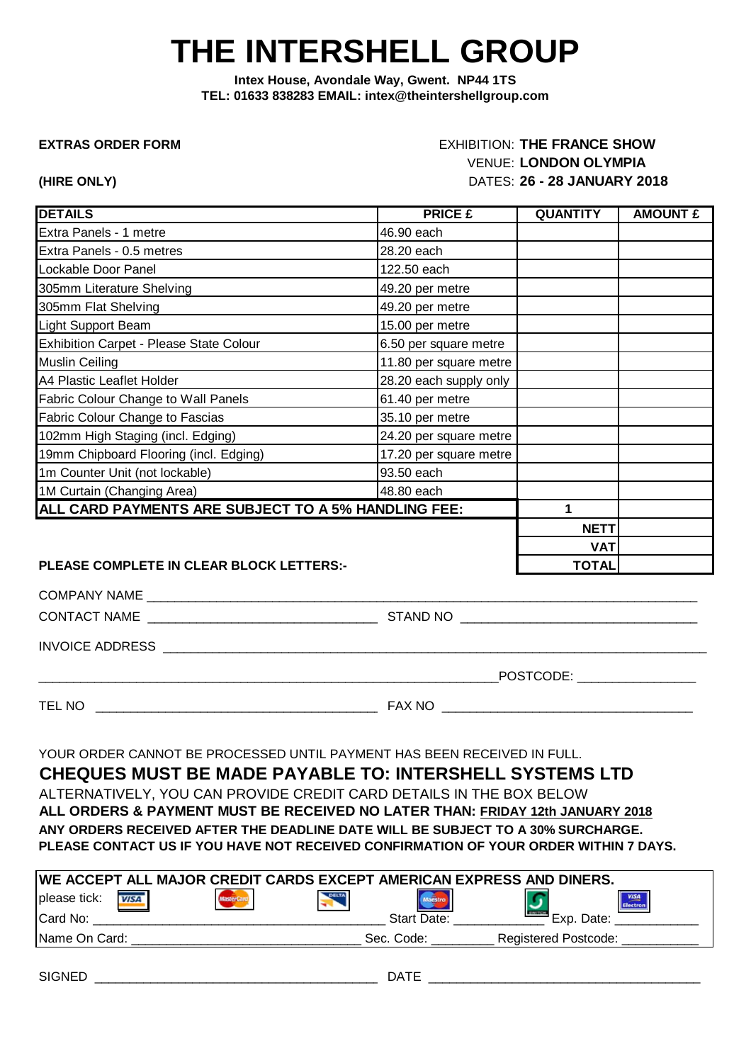# THE INTERSHELL GROUP

**Intex House, Avondale Way, Gwent. NP44 1TS**
**TEL: 01633 838283 EMAIL: intex@theintershellgroup.com**

**EXTRAS ORDER FORM**

**(HIRE ONLY)**

EXHIBITION: **THE FRANCE SHOW**
VENUE: **LONDON OLYMPIA**
DATES: **26 - 28 JANUARY 2018**

| DETAILS | PRICE £ | QUANTITY | AMOUNT £ |
|---|---|---|---|
| Extra Panels - 1 metre | 46.90 each | | |
| Extra Panels - 0.5 metres | 28.20 each | | |
| Lockable Door Panel | 122.50 each | | |
| 305mm Literature Shelving | 49.20 per metre | | |
| 305mm Flat Shelving | 49.20 per metre | | |
| Light Support Beam | 15.00 per metre | | |
| Exhibition Carpet - Please State Colour | 6.50 per square metre | | |
| Muslin Ceiling | 11.80 per square metre | | |
| A4 Plastic Leaflet Holder | 28.20 each supply only | | |
| Fabric Colour Change to Wall Panels | 61.40 per metre | | |
| Fabric Colour Change to Fascias | 35.10 per metre | | |
| 102mm High Staging (incl. Edging) | 24.20 per square metre | | |
| 19mm Chipboard Flooring (incl. Edging) | 17.20 per square metre | | |
| 1m Counter Unit (not lockable) | 93.50 each | | |
| 1M Curtain (Changing Area) | 48.80 each | | |
| **ALL CARD PAYMENTS ARE SUBJECT TO A 5% HANDLING FEE:** | | **1** | |
| | | **NETT** | |
| | | **VAT** | |
| | | **TOTAL** | |

**PLEASE COMPLETE IN CLEAR BLOCK LETTERS:-**

COMPANY NAME ______________________________________________

CONTACT NAME ____________________ STAND NO ____________________

INVOICE ADDRESS ______________________________________________

______________________________________________ POSTCODE: ____________

TEL NO ____________________ FAX NO ____________________

YOUR ORDER CANNOT BE PROCESSED UNTIL PAYMENT HAS BEEN RECEIVED IN FULL.

**CHEQUES MUST BE MADE PAYABLE TO: INTERSHELL SYSTEMS LTD**

ALTERNATIVELY, YOU CAN PROVIDE CREDIT CARD DETAILS IN THE BOX BELOW

**ALL ORDERS & PAYMENT MUST BE RECEIVED NO LATER THAN: FRIDAY 12th JANUARY 2018**

**ANY ORDERS RECEIVED AFTER THE DEADLINE DATE WILL BE SUBJECT TO A 30% SURCHARGE.**

**PLEASE CONTACT US IF YOU HAVE NOT RECEIVED CONFIRMATION OF YOUR ORDER WITHIN 7 DAYS.**

**WE ACCEPT ALL MAJOR CREDIT CARDS EXCEPT AMERICAN EXPRESS AND DINERS.**

please tick: VISA MasterCard DELTA Maestro Switch VISA Electron

Card No: ______________________ Start Date: ____________ Exp. Date: ____________

Name On Card: ______________________ Sec. Code: ________ Registered Postcode: ____________

SIGNED ____________________ DATE ____________________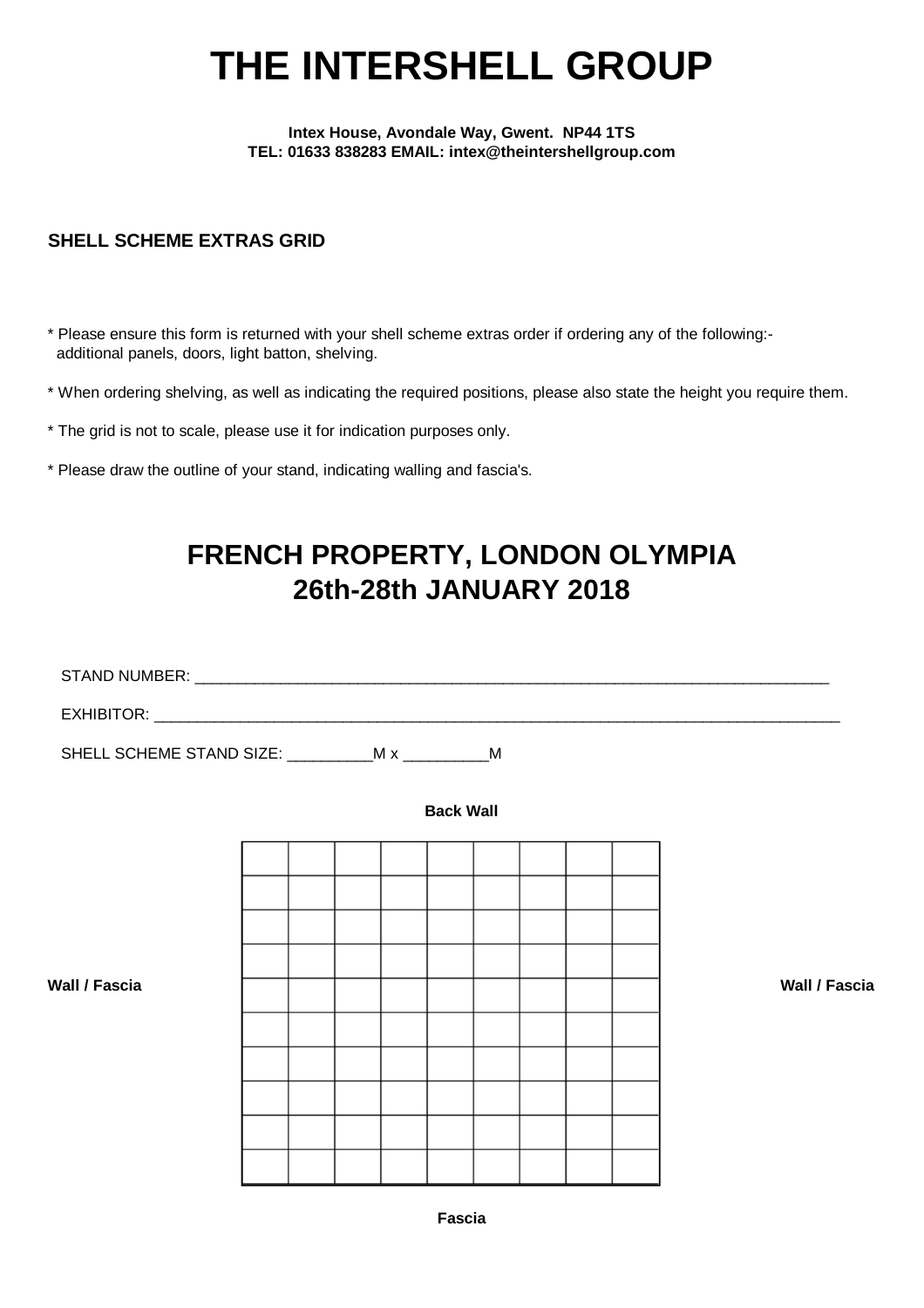# THE INTERSHELL GROUP

**Intex House, Avondale Way, Gwent. NP44 1TS**
**TEL: 01633 838283 EMAIL: intex@theintershellgroup.com**

**SHELL SCHEME EXTRAS GRID**

* Please ensure this form is returned with your shell scheme extras order if ordering any of the following:- additional panels, doors, light batton, shelving.

* When ordering shelving, as well as indicating the required positions, please also state the height you require them.

* The grid is not to scale, please use it for indication purposes only.

* Please draw the outline of your stand, indicating walling and fascia's.

## FRENCH PROPERTY, LONDON OLYMPIA
## 26th-28th JANUARY 2018

STAND NUMBER: ___________________________________________________________________________

EXHIBITOR: ________________________________________________________________________________

SHELL SCHEME STAND SIZE: __________M x __________M

**Back Wall**

**Wall / Fascia**

| | | | | | | | | |
|---|---|---|---|---|---|---|---|---|
| | | | | | | | | |
| | | | | | | | | |
| | | | | | | | | |
| | | | | | | | | |
| | | | | | | | | |
| | | | | | | | | |
| | | | | | | | | |
| | | | | | | | | |
| | | | | | | | | |
| | | | | | | | | |

**Wall / Fascia**

**Fascia**